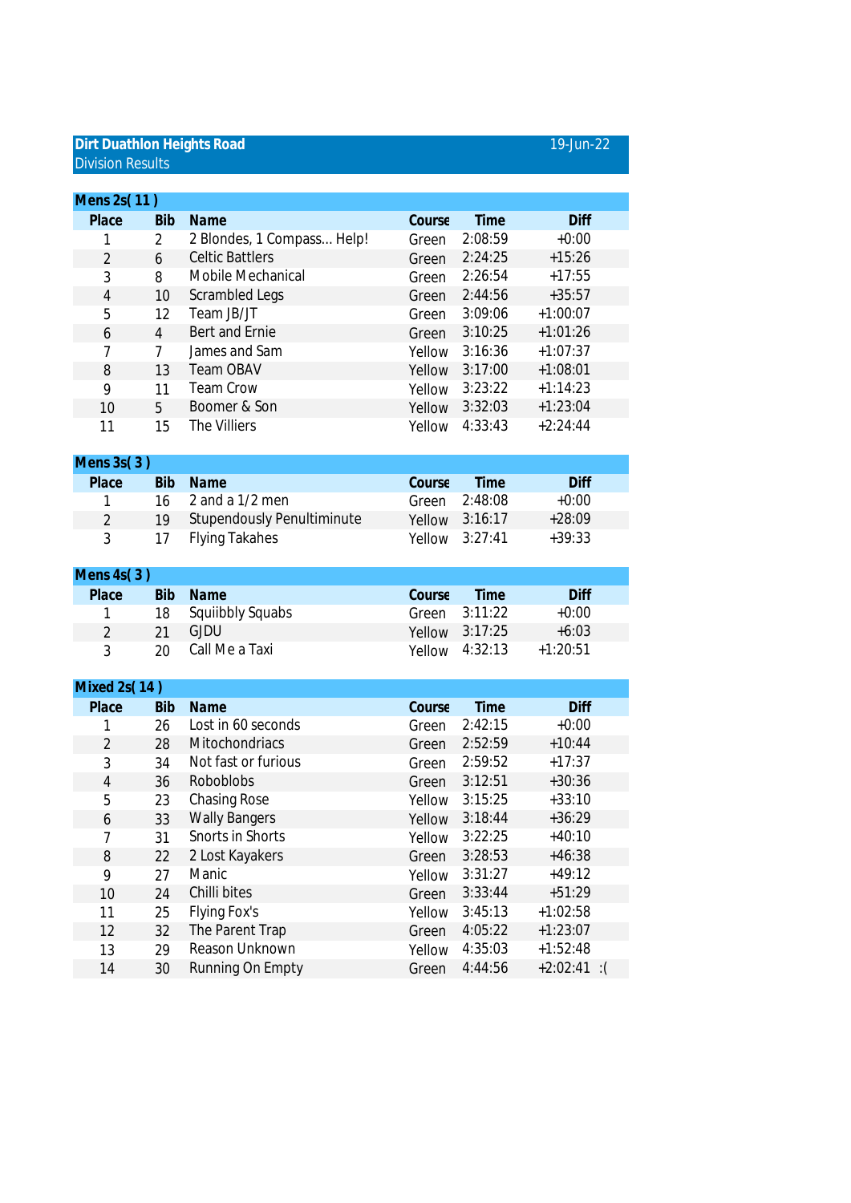# Dirt Duathlon Heights Road

Division Results

19-Jun-22

## Mens 2s( 11 )

| Place | Bib | Name | Course | Time | Diff |
|---|---|---|---|---|---|
| 1 | 2 | 2 Blondes, 1 Compass... Help! | Green | 2:08:59 | +0:00 |
| 2 | 6 | Celtic Battlers | Green | 2:24:25 | +15:26 |
| 3 | 8 | Mobile Mechanical | Green | 2:26:54 | +17:55 |
| 4 | 10 | Scrambled Legs | Green | 2:44:56 | +35:57 |
| 5 | 12 | Team JB/JT | Green | 3:09:06 | +1:00:07 |
| 6 | 4 | Bert and Ernie | Green | 3:10:25 | +1:01:26 |
| 7 | 7 | James and Sam | Yellow | 3:16:36 | +1:07:37 |
| 8 | 13 | Team OBAV | Yellow | 3:17:00 | +1:08:01 |
| 9 | 11 | Team Crow | Yellow | 3:23:22 | +1:14:23 |
| 10 | 5 | Boomer & Son | Yellow | 3:32:03 | +1:23:04 |
| 11 | 15 | The Villiers | Yellow | 4:33:43 | +2:24:44 |

## Mens 3s( 3 )

| Place | Bib | Name | Course | Time | Diff |
|---|---|---|---|---|---|
| 1 | 16 | 2 and a 1/2 men | Green | 2:48:08 | +0:00 |
| 2 | 19 | Stupendously Penultiminute | Yellow | 3:16:17 | +28:09 |
| 3 | 17 | Flying Takahes | Yellow | 3:27:41 | +39:33 |

## Mens 4s( 3 )

| Place | Bib | Name | Course | Time | Diff |
|---|---|---|---|---|---|
| 1 | 18 | Squiibbly Squabs | Green | 3:11:22 | +0:00 |
| 2 | 21 | GJDU | Yellow | 3:17:25 | +6:03 |
| 3 | 20 | Call Me a Taxi | Yellow | 4:32:13 | +1:20:51 |

## Mixed 2s( 14 )

| Place | Bib | Name | Course | Time | Diff |
|---|---|---|---|---|---|
| 1 | 26 | Lost in 60 seconds | Green | 2:42:15 | +0:00 |
| 2 | 28 | Mitochondriacs | Green | 2:52:59 | +10:44 |
| 3 | 34 | Not fast or furious | Green | 2:59:52 | +17:37 |
| 4 | 36 | Roboblobs | Green | 3:12:51 | +30:36 |
| 5 | 23 | Chasing Rose | Yellow | 3:15:25 | +33:10 |
| 6 | 33 | Wally Bangers | Yellow | 3:18:44 | +36:29 |
| 7 | 31 | Snorts in Shorts | Yellow | 3:22:25 | +40:10 |
| 8 | 22 | 2 Lost Kayakers | Green | 3:28:53 | +46:38 |
| 9 | 27 | Manic | Yellow | 3:31:27 | +49:12 |
| 10 | 24 | Chilli bites | Green | 3:33:44 | +51:29 |
| 11 | 25 | Flying Fox's | Yellow | 3:45:13 | +1:02:58 |
| 12 | 32 | The Parent Trap | Green | 4:05:22 | +1:23:07 |
| 13 | 29 | Reason Unknown | Yellow | 4:35:03 | +1:52:48 |
| 14 | 30 | Running On Empty | Green | 4:44:56 | +2:02:41 :( |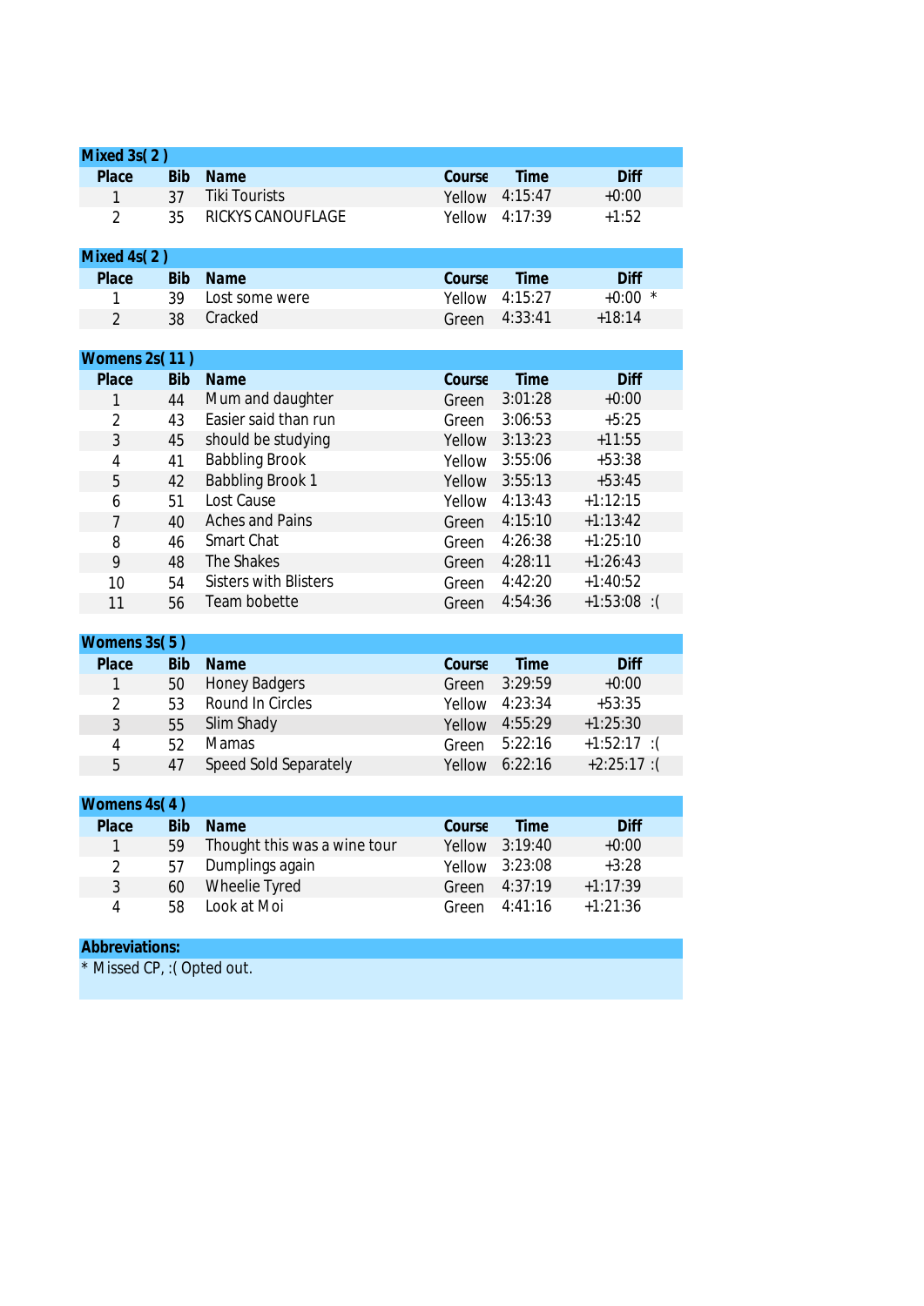## Mixed 3s( 2 )

| Place | Bib | Name | Course | Time | Diff |
|---|---|---|---|---|---|
| 1 | 37 | Tiki Tourists | Yellow | 4:15:47 | +0:00 |
| 2 | 35 | RICKYS CANOUFLAGE | Yellow | 4:17:39 | +1:52 |

## Mixed 4s( 2 )

| Place | Bib | Name | Course | Time | Diff |
|---|---|---|---|---|---|
| 1 | 39 | Lost some were | Yellow | 4:15:27 | +0:00 * |
| 2 | 38 | Cracked | Green | 4:33:41 | +18:14 |

## Womens 2s( 11 )

| Place | Bib | Name | Course | Time | Diff |
|---|---|---|---|---|---|
| 1 | 44 | Mum and daughter | Green | 3:01:28 | +0:00 |
| 2 | 43 | Easier said than run | Green | 3:06:53 | +5:25 |
| 3 | 45 | should be studying | Yellow | 3:13:23 | +11:55 |
| 4 | 41 | Babbling Brook | Yellow | 3:55:06 | +53:38 |
| 5 | 42 | Babbling Brook 1 | Yellow | 3:55:13 | +53:45 |
| 6 | 51 | Lost Cause | Yellow | 4:13:43 | +1:12:15 |
| 7 | 40 | Aches and Pains | Green | 4:15:10 | +1:13:42 |
| 8 | 46 | Smart Chat | Green | 4:26:38 | +1:25:10 |
| 9 | 48 | The Shakes | Green | 4:28:11 | +1:26:43 |
| 10 | 54 | Sisters with Blisters | Green | 4:42:20 | +1:40:52 |
| 11 | 56 | Team bobette | Green | 4:54:36 | +1:53:08 :( |

## Womens 3s( 5 )

| Place | Bib | Name | Course | Time | Diff |
|---|---|---|---|---|---|
| 1 | 50 | Honey Badgers | Green | 3:29:59 | +0:00 |
| 2 | 53 | Round In Circles | Yellow | 4:23:34 | +53:35 |
| 3 | 55 | Slim Shady | Yellow | 4:55:29 | +1:25:30 |
| 4 | 52 | Mamas | Green | 5:22:16 | +1:52:17 :( |
| 5 | 47 | Speed Sold Separately | Yellow | 6:22:16 | +2:25:17 :( |

## Womens 4s( 4 )

| Place | Bib | Name | Course | Time | Diff |
|---|---|---|---|---|---|
| 1 | 59 | Thought this was a wine tour | Yellow | 3:19:40 | +0:00 |
| 2 | 57 | Dumplings again | Yellow | 3:23:08 | +3:28 |
| 3 | 60 | Wheelie Tyred | Green | 4:37:19 | +1:17:39 |
| 4 | 58 | Look at Moi | Green | 4:41:16 | +1:21:36 |

## Abbreviations:

* Missed CP, :( Opted out.